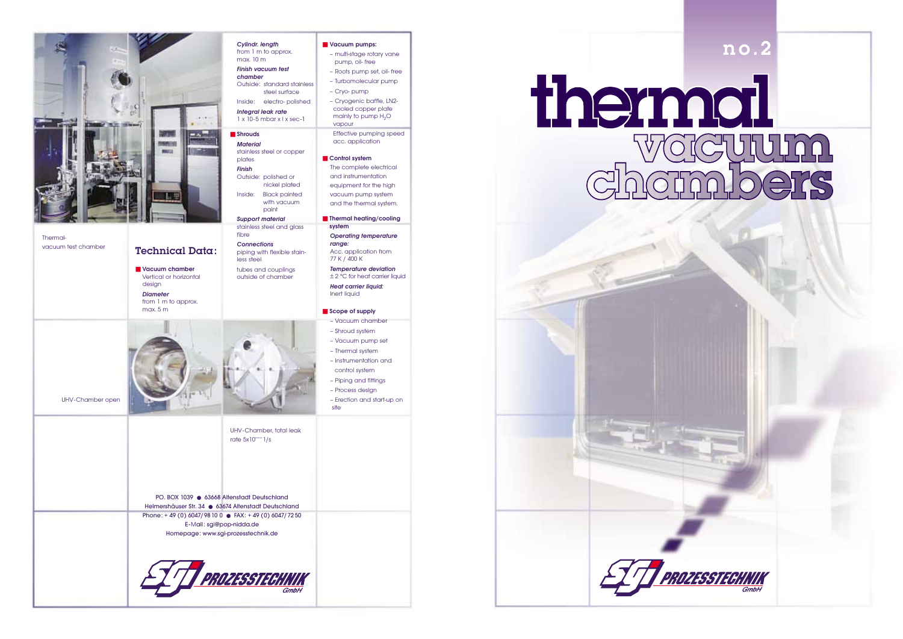# no.2

# thermal vacuum chambers

Thermal-vacuum test chamber

## Technical Data:

**Vacuum chamber**
Vertical or horizontal design

***Diameter***
from 1 m to approx. max. 5 m

***Cylindr. length***
from 1 m to approx. max. 10 m

***Finish vacuum test chamber***
Outside: standard stainless steel surface
Inside: electro- polished

***Integral leak rate***
1 x 10-5 mbar x l x sec-1

**Shrouds**

***Material***
stainless steel or copper plates

***Finish***
Outside: polished or nickel plated
Inside: Black painted with vacuum paint

***Support material***
stainless steel and glass fibre

***Connections***
piping with flexible stainless steel

tubes and couplings outside of chamber

**Vacuum pumps:**

- multi-stage rotary vane pump, oil- free
- Roots pump set, oil- free
- Turbomolecular pump
- Cryo- pump
- Cryogenic baffle, LN2-cooled copper plate mainly to pump $H_2O$ vapour

Effective pumping speed acc. application

**Control system**
The complete electrical and instrumentation equipment for the high vacuum pump system and the thermal system.

**Thermal heating/cooling system**

***Operating temperature range:***
Acc. application from 77 K / 400 K

***Temperature deviation***
± 2 °C for heat carrier liquid

***Heat carrier liquid:***
Inert liquid

**Scope of supply**

- Vacuum chamber
- Shroud system
- Vacuum pump set
- Thermal system
- Instrumentation and control system
- Piping and fittings
- Process design
- Erection and start-up on site

UHV-Chamber open

UHV-Chamber, total leak rate 5x10⁻¹¹ 1/s

PO. BOX 1039 ● 63668 Altenstadt Deutschland
Helmershäuser Str. 34 ● 63674 Altenstadt Deutschland
Phone: + 49 (0) 6047/98 10 0 ● FAX: + 49 (0) 6047/72 50
E-Mail: sgi@pop-nidda.de
Homepage: www.sgi-prozesstechnik.de

SGI PROZESSTECHNIK GmbH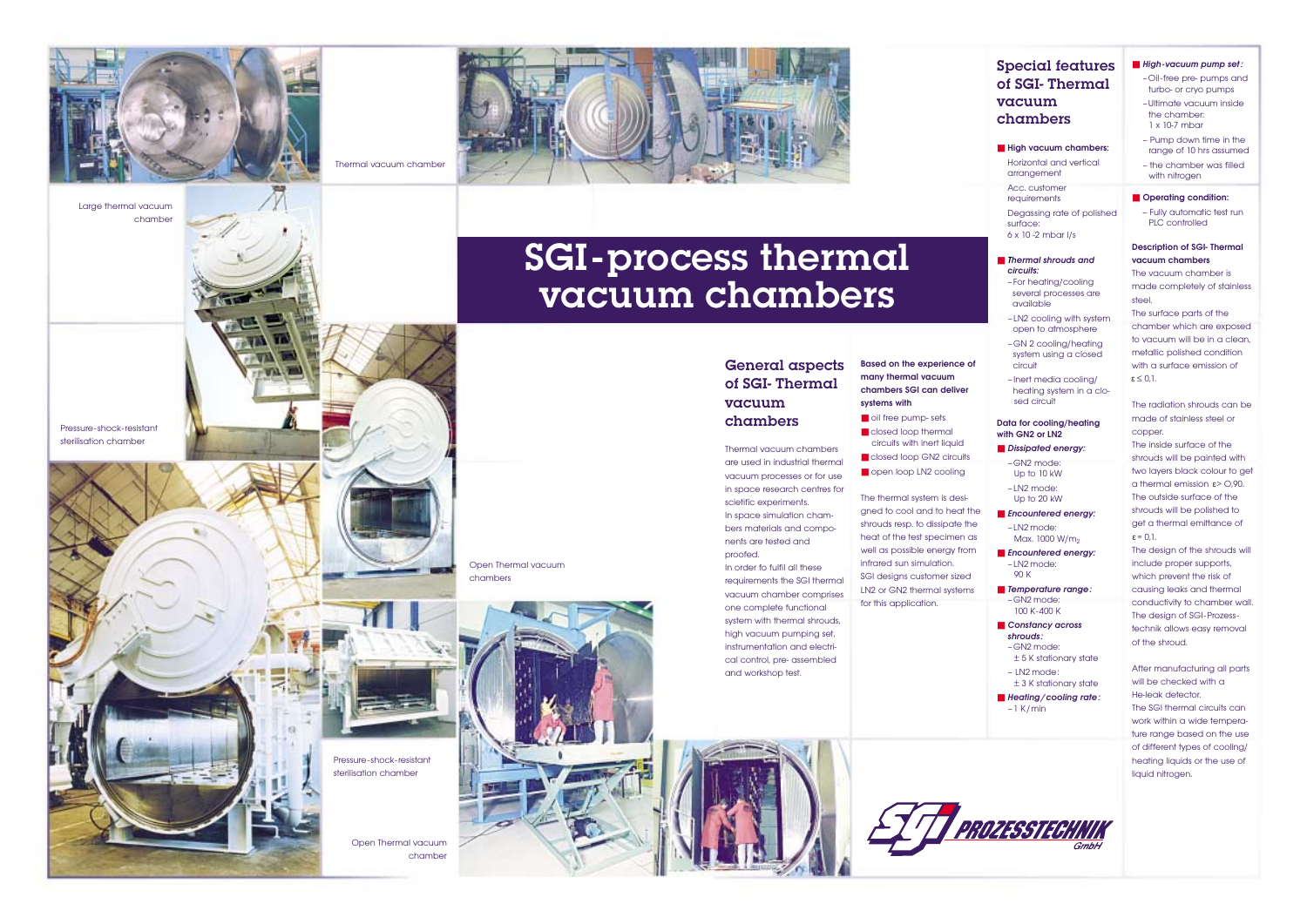Thermal vacuum chamber

Large thermal vacuum chamber

Pressure-shock-resistant sterilisation chamber

Open Thermal vacuum chambers

Pressure-shock-resistant sterilisation chamber

Open Thermal vacuum chamber

# SGI-process thermal vacuum chambers

## General aspects of SGI- Thermal vacuum chambers

Thermal vacuum chambers are used in industrial thermal vacuum processes or for use in space research centres for scietific experiments.
In space simulation chambers materials and components are tested and proofed.
In order fo fulfil all these requirements the SGI thermal vacuum chamber comprises one complete functional system with thermal shrouds, high vacuum pumping set, instrumentation and electrical control, pre- assembled and workshop test.

**Based on the experience of many thermal vacuum chambers SGI can deliver systems with**

- oil free pump- sets
- closed loop thermal circuits with inert liquid
- closed loop GN2 circuits
- open loop LN2 cooling

The thermal system is designed to cool and to heat the shrouds resp. to dissipate the heat of the test specimen as well as possible energy from infrared sun simulation.
SGI designs customer sized LN2 or GN2 thermal systems for this application.

## Special features of SGI- Thermal vacuum chambers

- **High vacuum chambers:**
  Horizontal and vertical arrangement
  Acc. customer requirements
  Degassing rate of polished surface:
  6 x 10 -2 mbar l/s
- ***Thermal shrouds and circuits:***
  - For heating/cooling several processes are available
  - LN2 cooling with system open to atmosphere
  - GN 2 cooling/heating system using a closed circuit
  - Inert media cooling/ heating system in a closed circuit

**Data for cooling/heating with GN2 or LN2**

- ***Dissipated energy:***
  - GN2 mode: Up to 10 kW
  - LN2 mode: Up to 20 kW
- ***Encountered energy:***
  - LN2 mode: Max. 1000 $W/m_2$
- ***Encountered energy:***
  - LN2 mode: 90 K
- ***Temperature range:***
  - GN2 mode: 100 K-400 K
- ***Constancy across shrouds:***
  - GN2 mode: ± 5 K stationary state
  - LN2 mode: ± 3 K stationary state
- ***Heating/cooling rate:***
  - 1 K/min

- ***High-vacuum pump set:***
  - Oil-free pre- pumps and turbo- or cryo pumps
  - Ultimate vacuum inside the chamber: 1 x 10-7 mbar
  - Pump down time in the range of 10 hrs assumed
  - the chamber was filled with nitrogen
- **Operating condition:**
  - Fully automatic test run PLC controlled

**Description of SGI- Thermal vacuum chambers**

The vacuum chamber is made completely of stainless steel.
The surface parts of the chamber which are exposed to vacuum will be in a clean, metallic polished condition with a surface emission of $\varepsilon \leq 0.1$.

The radiation shrouds can be made of stainless steel or copper.
The inside surface of the shrouds will be painted with two layers black colour to get a thermal emission $\varepsilon > 0.90$.
The outside surface of the shrouds will be polished to get a thermal emittance of $\varepsilon = 0.1$.
The design of the shrouds will include proper supports, which prevent the risk of causing leaks and thermal conductivity to chamber wall. The design of SGI-Prozesstechnik allows easy removal of the shroud.

After manufacturing all parts will be checked with a He-leak detector.
The SGI thermal circuits can work within a wide temperature range based on the use of different types of cooling/ heating liquids or the use of liquid nitrogen.

SGI PROZESSTECHNIK GmbH